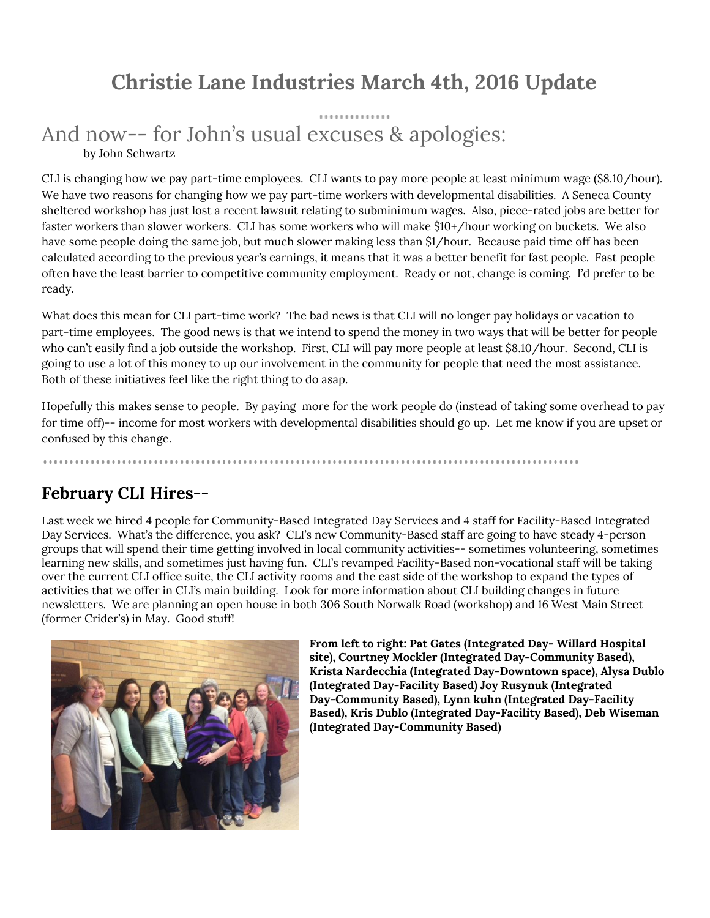# Christie Lane Industries March 4th, 2016 Update

## And now-- for John's usual excuses & apologies:

by John Schwartz

CLI is changing how we pay part-time employees. CLI wants to pay more people at least minimum wage ($8.10/hour). We have two reasons for changing how we pay part-time workers with developmental disabilities. A Seneca County sheltered workshop has just lost a recent lawsuit relating to subminimum wages. Also, piece-rated jobs are better for faster workers than slower workers. CLI has some workers who will make $10+/hour working on buckets. We also have some people doing the same job, but much slower making less than $1/hour. Because paid time off has been calculated according to the previous year's earnings, it means that it was a better benefit for fast people. Fast people often have the least barrier to competitive community employment. Ready or not, change is coming. I'd prefer to be ready.

What does this mean for CLI part-time work? The bad news is that CLI will no longer pay holidays or vacation to part-time employees. The good news is that we intend to spend the money in two ways that will be better for people who can't easily find a job outside the workshop. First, CLI will pay more people at least $8.10/hour. Second, CLI is going to use a lot of this money to up our involvement in the community for people that need the most assistance. Both of these initiatives feel like the right thing to do asap.

Hopefully this makes sense to people. By paying more for the work people do (instead of taking some overhead to pay for time off)-- income for most workers with developmental disabilities should go up. Let me know if you are upset or confused by this change.

## February CLI Hires--

Last week we hired 4 people for Community-Based Integrated Day Services and 4 staff for Facility-Based Integrated Day Services. What's the difference, you ask? CLI's new Community-Based staff are going to have steady 4-person groups that will spend their time getting involved in local community activities-- sometimes volunteering, sometimes learning new skills, and sometimes just having fun. CLI's revamped Facility-Based non-vocational staff will be taking over the current CLI office suite, the CLI activity rooms and the east side of the workshop to expand the types of activities that we offer in CLI's main building. Look for more information about CLI building changes in future newsletters. We are planning an open house in both 306 South Norwalk Road (workshop) and 16 West Main Street (former Crider's) in May. Good stuff!

**From left to right: Pat Gates (Integrated Day- Willard Hospital site), Courtney Mockler (Integrated Day-Community Based), Krista Nardecchia (Integrated Day-Downtown space), Alysa Dublo (Integrated Day-Facility Based) Joy Rusynuk (Integrated Day-Community Based), Lynn kuhn (Integrated Day-Facility Based), Kris Dublo (Integrated Day-Facility Based), Deb Wiseman (Integrated Day-Community Based)**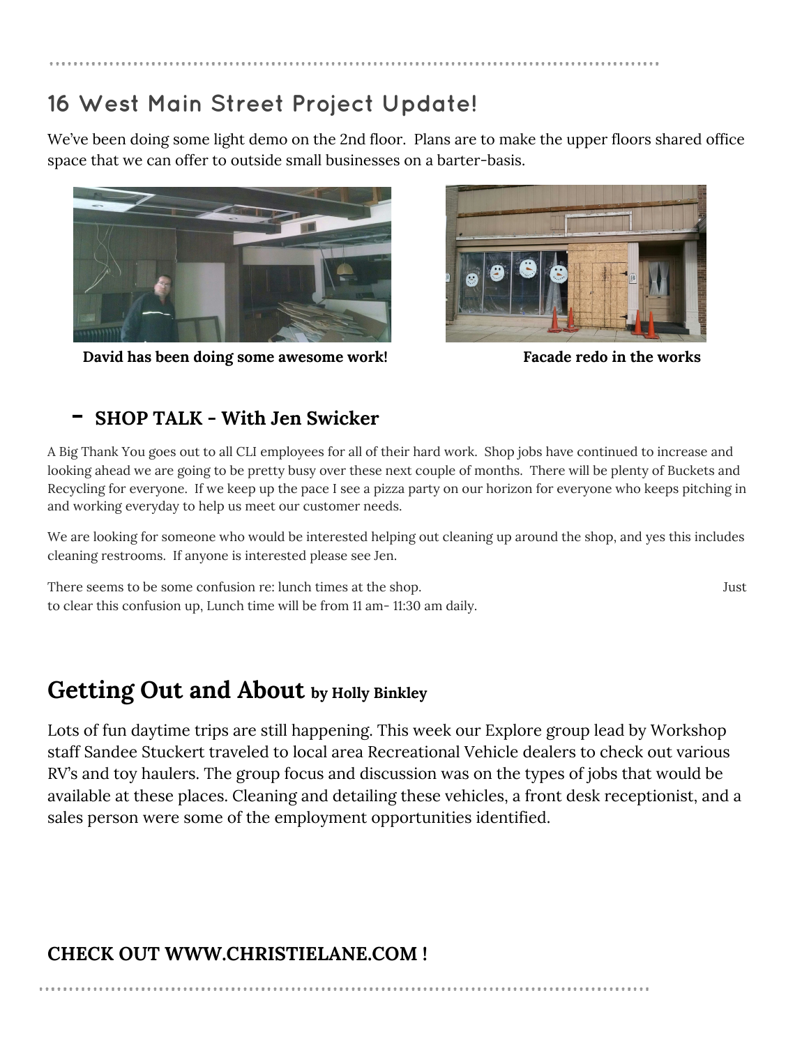## 16 West Main Street Project Update!

We've been doing some light demo on the 2nd floor. Plans are to make the upper floors shared office space that we can offer to outside small businesses on a barter-basis.

**David has been doing some awesome work!**

**Facade redo in the works**

### - SHOP TALK - With Jen Swicker

A Big Thank You goes out to all CLI employees for all of their hard work. Shop jobs have continued to increase and looking ahead we are going to be pretty busy over these next couple of months. There will be plenty of Buckets and Recycling for everyone. If we keep up the pace I see a pizza party on our horizon for everyone who keeps pitching in and working everyday to help us meet our customer needs.

We are looking for someone who would be interested helping out cleaning up around the shop, and yes this includes cleaning restrooms. If anyone is interested please see Jen.

There seems to be some confusion re: lunch times at the shop. Just to clear this confusion up, Lunch time will be from 11 am- 11:30 am daily.

## Getting Out and About by Holly Binkley

Lots of fun daytime trips are still happening. This week our Explore group lead by Workshop staff Sandee Stuckert traveled to local area Recreational Vehicle dealers to check out various RV's and toy haulers. The group focus and discussion was on the types of jobs that would be available at these places. Cleaning and detailing these vehicles, a front desk receptionist, and a sales person were some of the employment opportunities identified.

**CHECK OUT WWW.CHRISTIELANE.COM !**